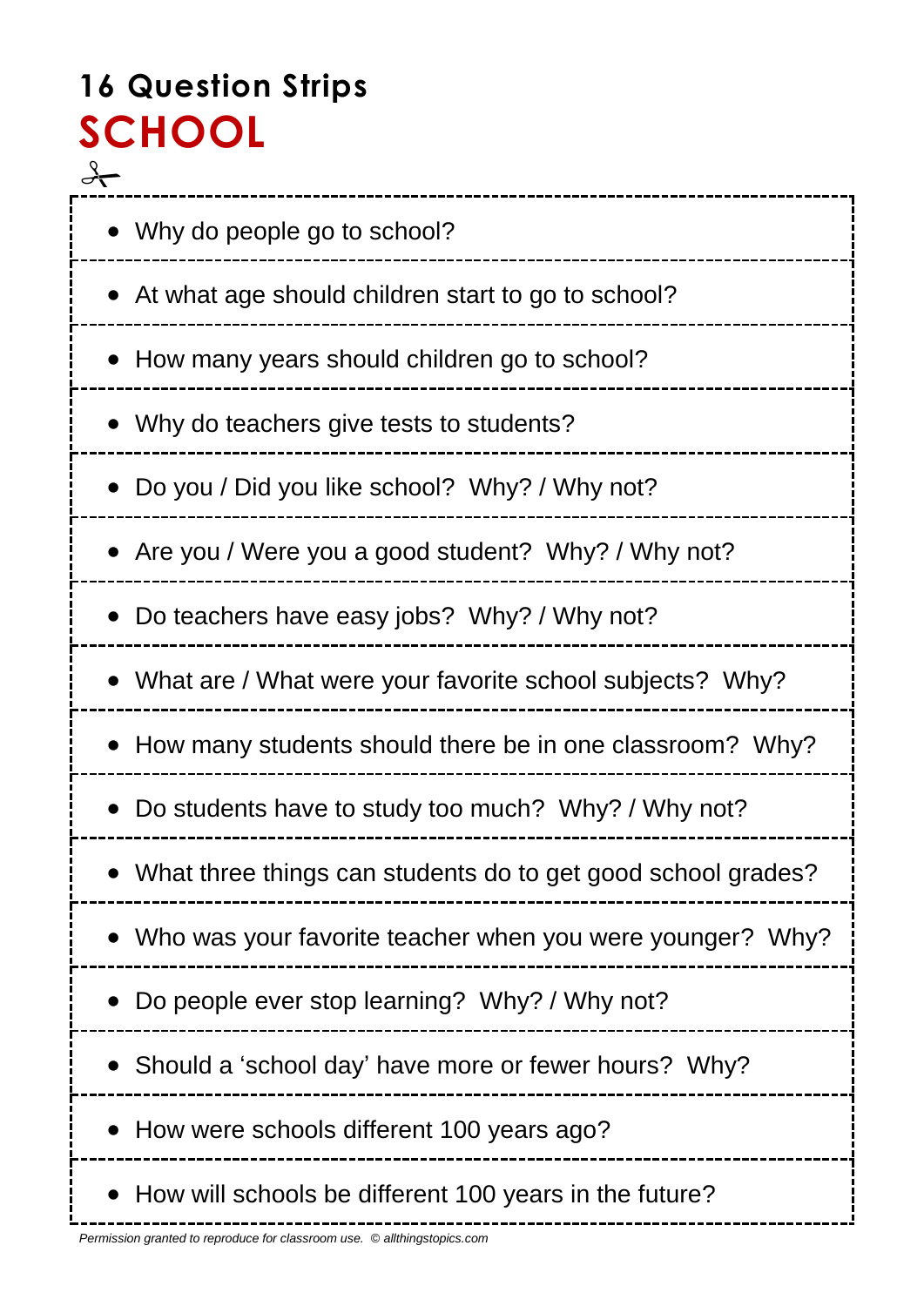# 16 Question Strips

## SCHOOL

- Why do people go to school?
- At what age should children start to go to school?
- How many years should children go to school?
- Why do teachers give tests to students?
- Do you / Did you like school? Why? / Why not?
- Are you / Were you a good student? Why? / Why not?
- Do teachers have easy jobs? Why? / Why not?
- What are / What were your favorite school subjects? Why?
- How many students should there be in one classroom? Why?
- Do students have to study too much? Why? / Why not?
- What three things can students do to get good school grades?
- Who was your favorite teacher when you were younger? Why?
- Do people ever stop learning? Why? / Why not?
- Should a 'school day' have more or fewer hours? Why?
- How were schools different 100 years ago?
- How will schools be different 100 years in the future?

*Permission granted to reproduce for classroom use. © allthingstopics.com*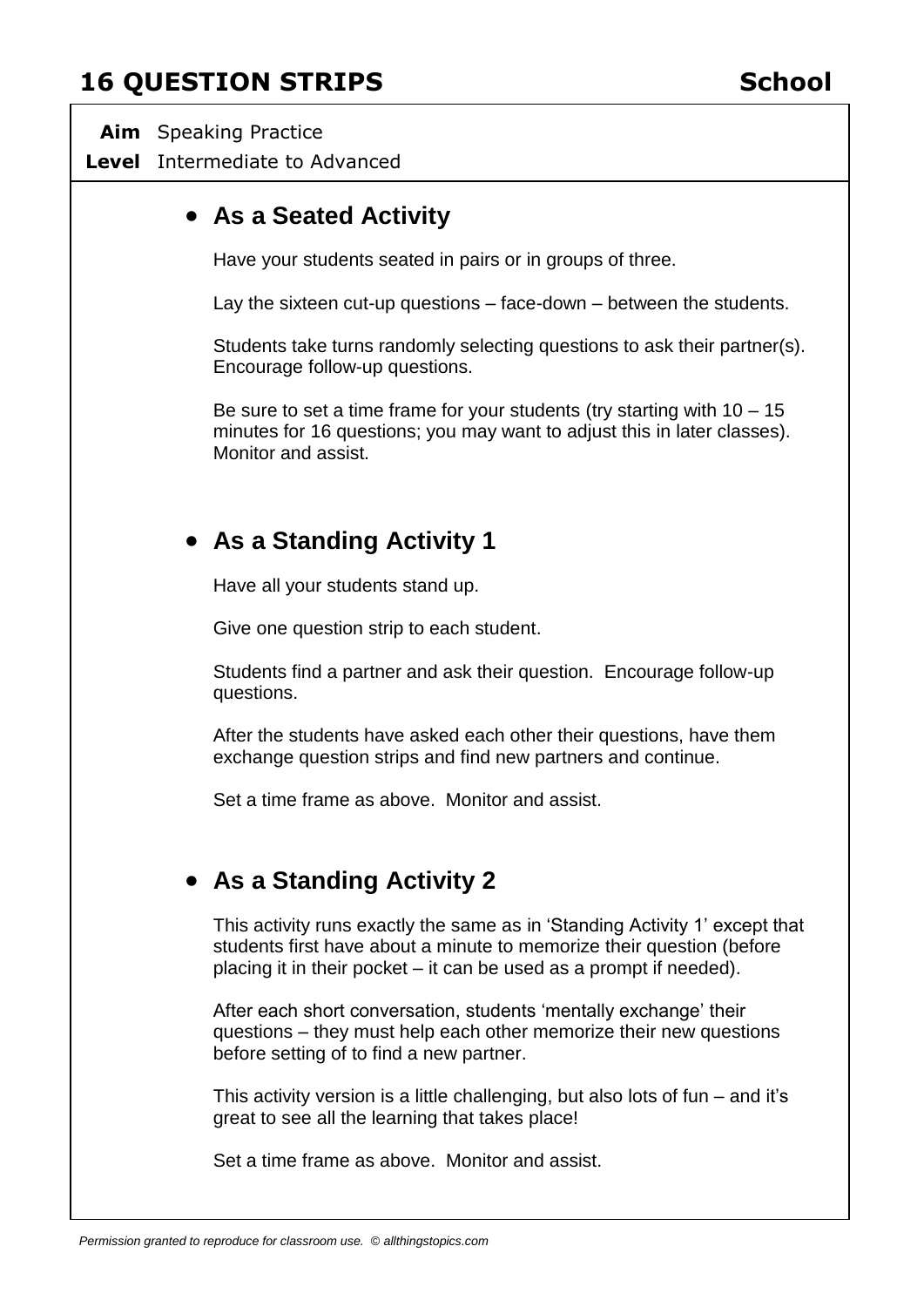# 16 QUESTION STRIPS School

**Aim** Speaking Practice

**Level** Intermediate to Advanced

## As a Seated Activity

Have your students seated in pairs or in groups of three.

Lay the sixteen cut-up questions – face-down – between the students.

Students take turns randomly selecting questions to ask their partner(s). Encourage follow-up questions.

Be sure to set a time frame for your students (try starting with 10 – 15 minutes for 16 questions; you may want to adjust this in later classes). Monitor and assist.

## As a Standing Activity 1

Have all your students stand up.

Give one question strip to each student.

Students find a partner and ask their question. Encourage follow-up questions.

After the students have asked each other their questions, have them exchange question strips and find new partners and continue.

Set a time frame as above. Monitor and assist.

## As a Standing Activity 2

This activity runs exactly the same as in 'Standing Activity 1' except that students first have about a minute to memorize their question (before placing it in their pocket – it can be used as a prompt if needed).

After each short conversation, students 'mentally exchange' their questions – they must help each other memorize their new questions before setting of to find a new partner.

This activity version is a little challenging, but also lots of fun – and it's great to see all the learning that takes place!

Set a time frame as above. Monitor and assist.

*Permission granted to reproduce for classroom use. © allthingstopics.com*